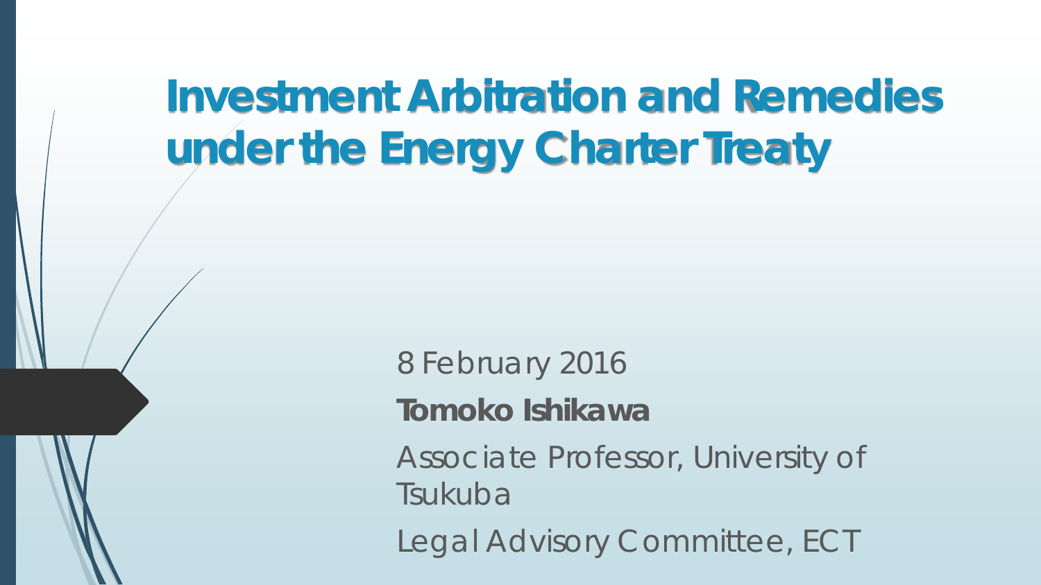# Investment Arbitration and Remedies under the Energy Charter Treaty

8 February 2016

**Tomoko Ishikawa**

Associate Professor, University of Tsukuba

Legal Advisory Committee, ECT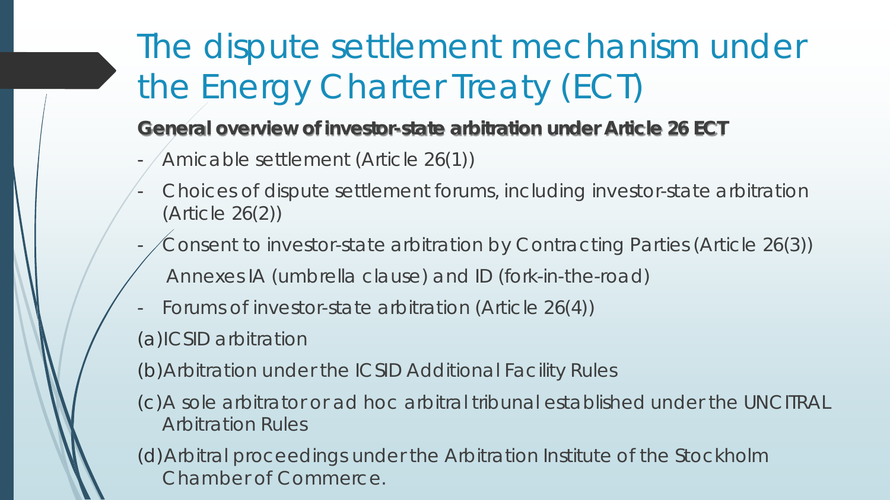# The dispute settlement mechanism under the Energy Charter Treaty (ECT)

**General overview of investor-state arbitration under Article 26 ECT**

- Amicable settlement (Article 26(1))
- Choices of dispute settlement forums, including investor-state arbitration (Article 26(2))
- Consent to investor-state arbitration by Contracting Parties (Article 26(3))

  Annexes IA (umbrella clause) and ID (fork-in-the-road)
- Forums of investor-state arbitration (Article 26(4))

(a) ICSID arbitration

(b) Arbitration under the ICSID Additional Facility Rules

(c) A sole arbitrator or ad hoc arbitral tribunal established under the UNCITRAL Arbitration Rules

(d) Arbitral proceedings under the Arbitration Institute of the Stockholm Chamber of Commerce.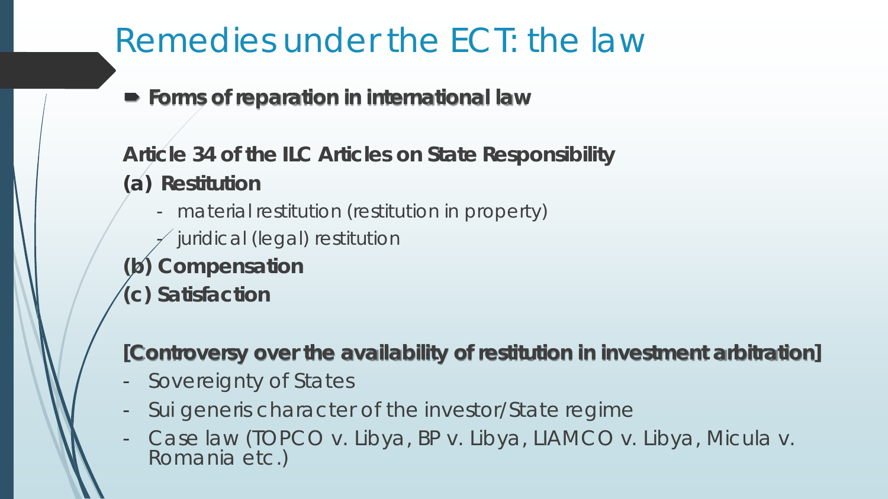# Remedies under the ECT: the law

- **Forms of reparation in international law**

**Article 34 of the ILC Articles on State Responsibility**

**(a) Restitution**

- material restitution (restitution in property)
- juridical (legal) restitution

**(b) Compensation**

**(c) Satisfaction**

**[Controversy over the availability of restitution in investment arbitration]**

- Sovereignty of States
- Sui generis character of the investor/State regime
- Case law (TOPCO v. Libya, BP v. Libya, LIAMCO v. Libya, Micula v. Romania etc.)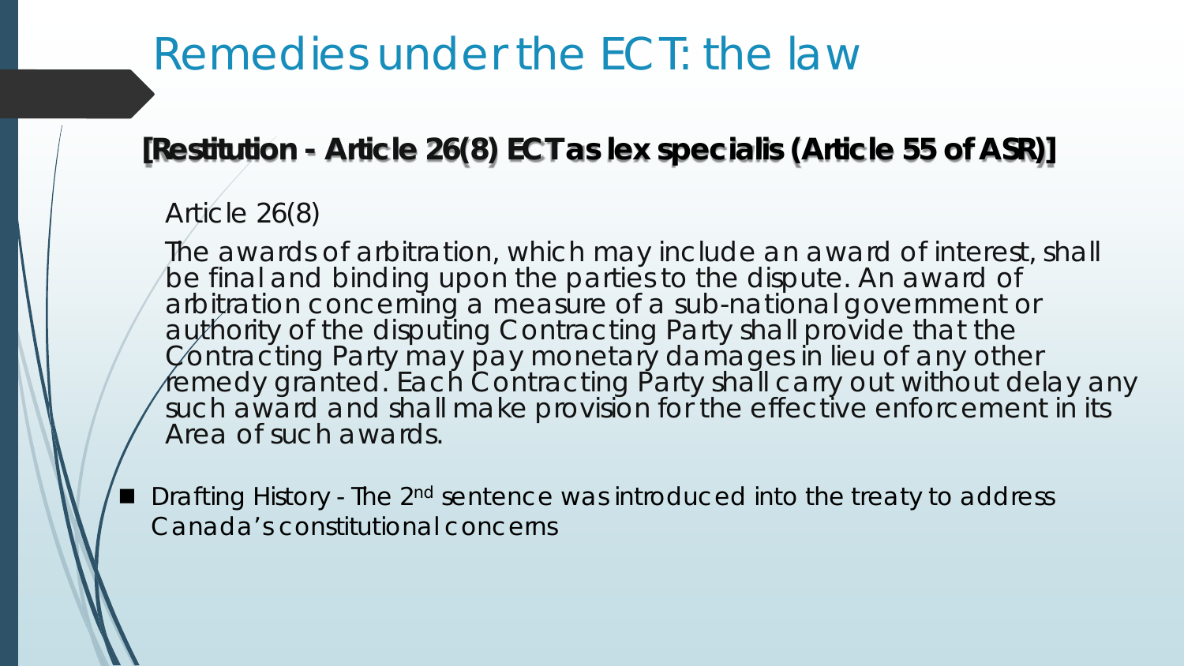# Remedies under the ECT: the law

**[Restitution - Article 26(8) ECT as lex specialis (Article 55 of ASR)]**

Article 26(8)

The awards of arbitration, which may include an award of interest, shall be final and binding upon the parties to the dispute. An award of arbitration concerning a measure of a sub-national government or authority of the disputing Contracting Party shall provide that the Contracting Party may pay monetary damages in lieu of any other remedy granted. Each Contracting Party shall carry out without delay any such award and shall make provision for the effective enforcement in its Area of such awards.

- Drafting History - The 2nd sentence was introduced into the treaty to address Canada's constitutional concerns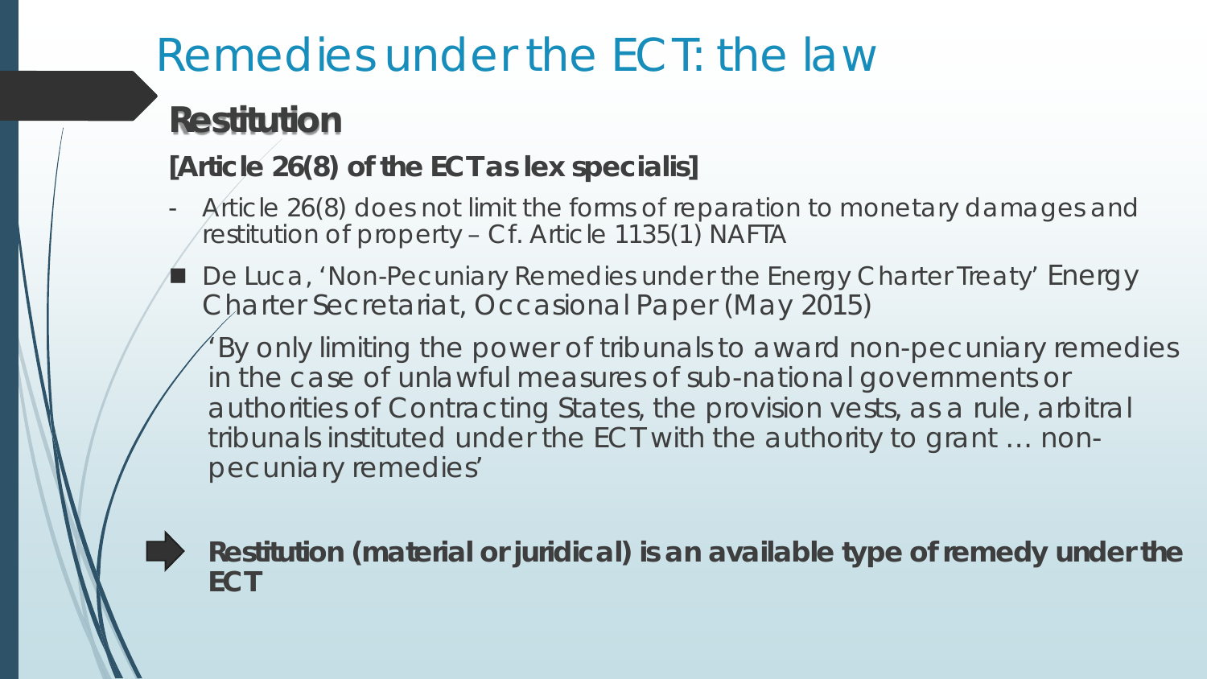# Remedies under the ECT: the law

## Restitution

**[Article 26(8) of the ECT as lex specialis]**

- Article 26(8) does not limit the forms of reparation to monetary damages and restitution of property – Cf. Article 1135(1) NAFTA

- De Luca, 'Non-Pecuniary Remedies under the Energy Charter Treaty' Energy Charter Secretariat, Occasional Paper (May 2015)

  'By only limiting the power of tribunals to award non-pecuniary remedies in the case of unlawful measures of sub-national governments or authorities of Contracting States, the provision vests, as a rule, arbitral tribunals instituted under the ECT with the authority to grant … non-pecuniary remedies'

➡ **Restitution (material or juridical) is an available type of remedy under the ECT**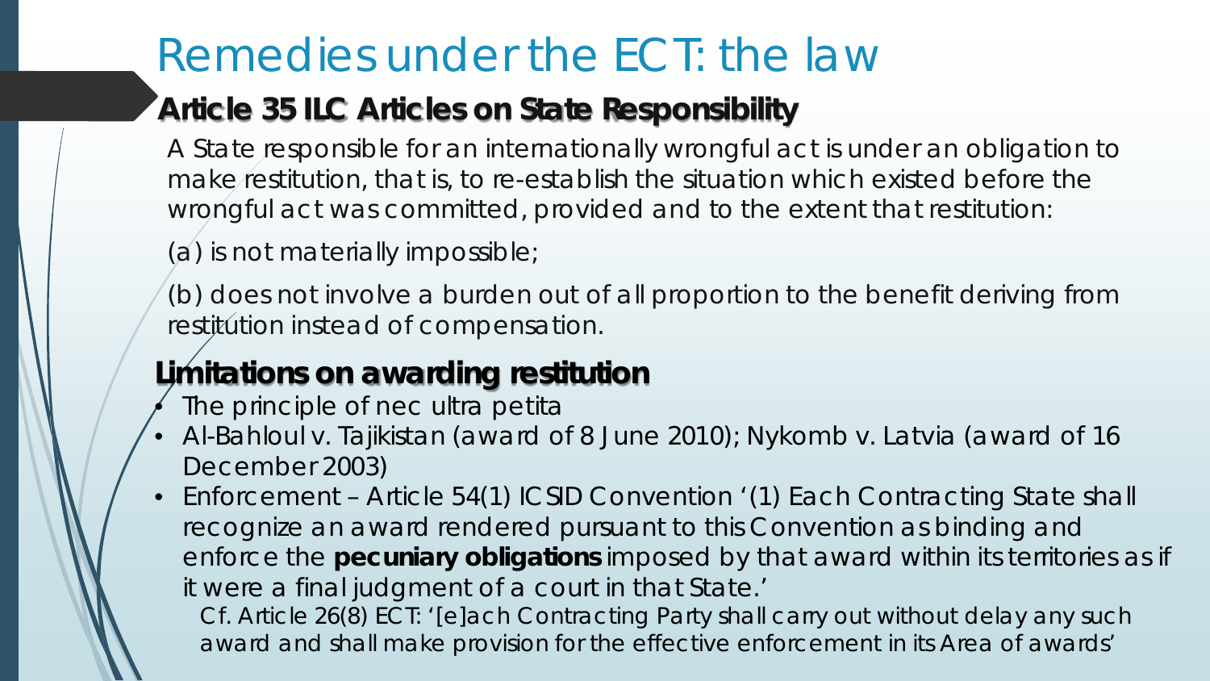# Remedies under the ECT: the law

## Article 35 ILC Articles on State Responsibility

A State responsible for an internationally wrongful act is under an obligation to make restitution, that is, to re-establish the situation which existed before the wrongful act was committed, provided and to the extent that restitution:

(a) is not materially impossible;

(b) does not involve a burden out of all proportion to the benefit deriving from restitution instead of compensation.

## Limitations on awarding restitution

- The principle of nec ultra petita
- Al-Bahloul v. Tajikistan (award of 8 June 2010); Nykomb v. Latvia (award of 16 December 2003)
- Enforcement – Article 54(1) ICSID Convention '(1) Each Contracting State shall recognize an award rendered pursuant to this Convention as binding and enforce the **pecuniary obligations** imposed by that award within its territories as if it were a final judgment of a court in that State.'

  Cf. Article 26(8) ECT: '[e]ach Contracting Party shall carry out without delay any such award and shall make provision for the effective enforcement in its Area of awards'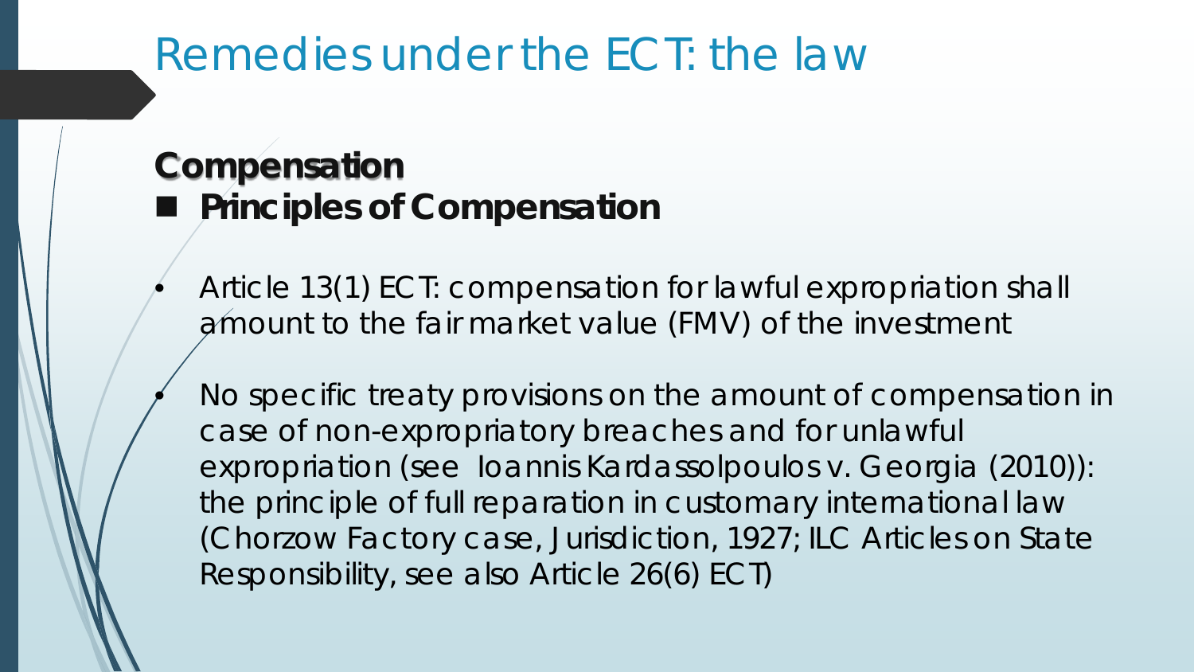# Remedies under the ECT: the law

## Compensation

### Principles of Compensation

- Article 13(1) ECT: compensation for lawful expropriation shall amount to the fair market value (FMV) of the investment
- No specific treaty provisions on the amount of compensation in case of non-expropriatory breaches and for unlawful expropriation (see Ioannis Kardassolpoulos v. Georgia (2010)): the principle of full reparation in customary international law (Chorzow Factory case, Jurisdiction, 1927; ILC Articles on State Responsibility, see also Article 26(6) ECT)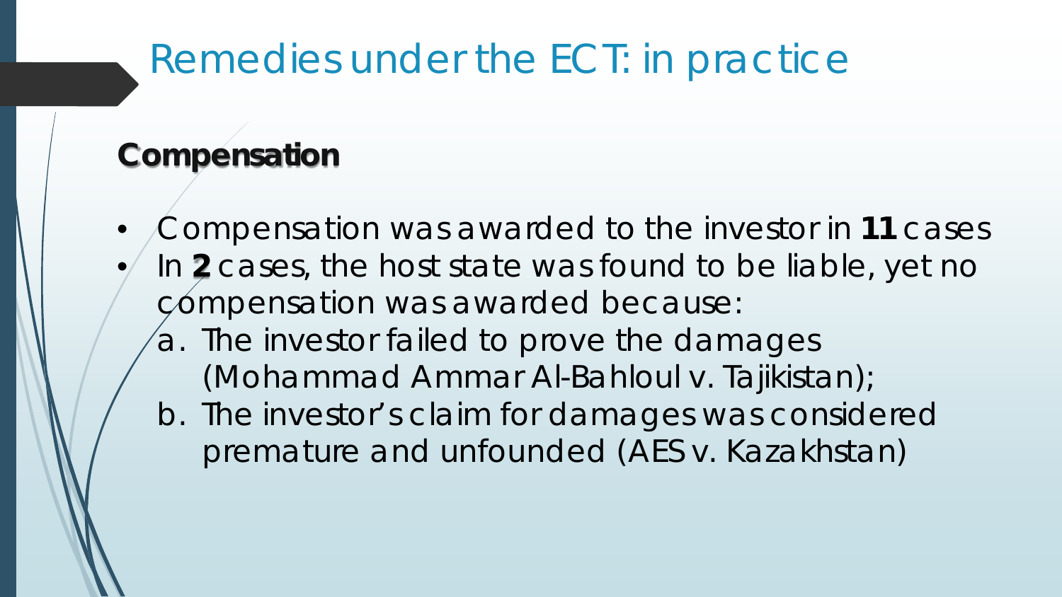# Remedies under the ECT: in practice

## Compensation

- Compensation was awarded to the investor in **11** cases
- In **2** cases, the host state was found to be liable, yet no compensation was awarded because:
  a. The investor failed to prove the damages (Mohammad Ammar Al-Bahloul v. Tajikistan);
  b. The investor's claim for damages was considered premature and unfounded (AES v. Kazakhstan)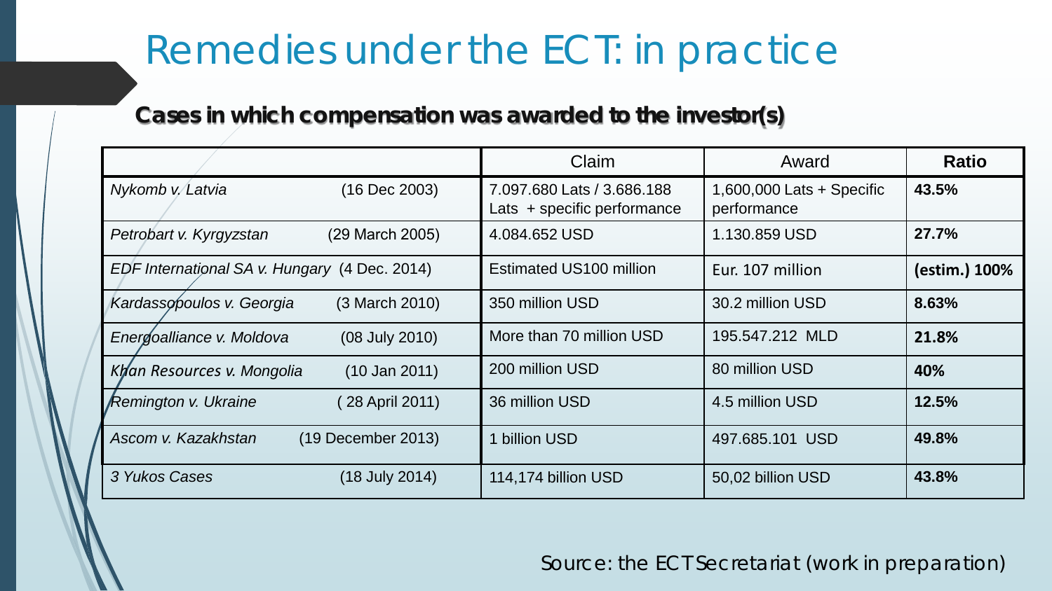# Remedies under the ECT: in practice

**Cases in which compensation was awarded to the investor(s)**

| | Claim | Award | **Ratio** |
|---|---|---|---|
| *Nykomb v. Latvia* (16 Dec 2003) | 7.097.680 Lats / 3.686.188 Lats + specific performance | 1,600,000 Lats + Specific performance | **43.5%** |
| *Petrobart v. Kyrgyzstan* (29 March 2005) | 4.084.652 USD | 1.130.859 USD | **27.7%** |
| *EDF International SA v. Hungary* (4 Dec. 2014) | Estimated US100 million | Eur. 107 million | **(estim.) 100%** |
| *Kardassopoulos v. Georgia* (3 March 2010) | 350 million USD | 30.2 million USD | **8.63%** |
| *Energoalliance v. Moldova* (08 July 2010) | More than 70 million USD | 195.547.212 MLD | **21.8%** |
| *Khan Resources v. Mongolia* (10 Jan 2011) | 200 million USD | 80 million USD | **40%** |
| *Remington v. Ukraine* ( 28 April 2011) | 36 million USD | 4.5 million USD | **12.5%** |
| *Ascom v. Kazakhstan* (19 December 2013) | 1 billion USD | 497.685.101 USD | **49.8%** |
| *3 Yukos Cases* (18 July 2014) | 114,174 billion USD | 50,02 billion USD | **43.8%** |

Source: the ECT Secretariat (work in preparation)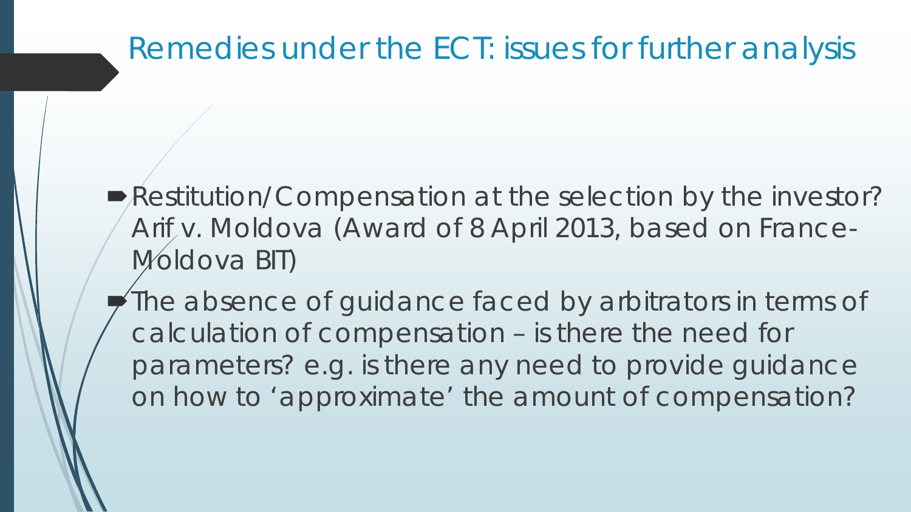# Remedies under the ECT: issues for further analysis

- Restitution/Compensation at the selection by the investor? Arif v. Moldova (Award of 8 April 2013, based on France-Moldova BIT)
- The absence of guidance faced by arbitrators in terms of calculation of compensation – is there the need for parameters? e.g. is there any need to provide guidance on how to 'approximate' the amount of compensation?